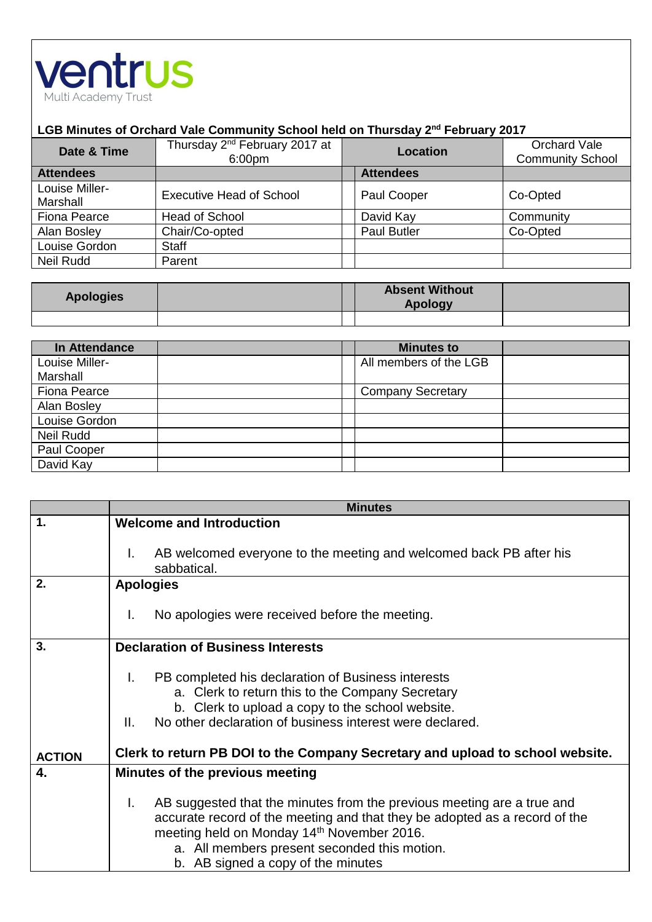ventrus
Multi Academy Trust

**LGB Minutes of Orchard Vale Community School held on Thursday 2nd February 2017**

| **Date & Time** | Thursday 2nd February 2017 at 6:00pm | | **Location** | Orchard Vale Community School |
|---|---|---|---|---|
| **Attendees** | | | **Attendees** | |
| Louise Miller-Marshall | Executive Head of School | | Paul Cooper | Co-Opted |
| Fiona Pearce | Head of School | | David Kay | Community |
| Alan Bosley | Chair/Co-opted | | Paul Butler | Co-Opted |
| Louise Gordon | Staff | | | |
| Neil Rudd | Parent | | | |

| **Apologies** | | | **Absent Without Apology** | |
|---|---|---|---|---|
| | | | | |

| **In Attendance** | | | **Minutes to** | |
|---|---|---|---|---|
| Louise Miller-Marshall | | | All members of the LGB | |
| Fiona Pearce | | | Company Secretary | |
| Alan Bosley | | | | |
| Louise Gordon | | | | |
| Neil Rudd | | | | |
| Paul Cooper | | | | |
| David Kay | | | | |

| | **Minutes** |
|---|---|
| **1.** | **Welcome and Introduction**<br><br>I. AB welcomed everyone to the meeting and welcomed back PB after his sabbatical. |
| **2.** | **Apologies**<br><br>I. No apologies were received before the meeting. |
| **3.**<br><br><br><br><br>**ACTION** | **Declaration of Business Interests**<br><br>I. PB completed his declaration of Business interests<br>a. Clerk to return this to the Company Secretary<br>b. Clerk to upload a copy to the school website.<br>II. No other declaration of business interest were declared.<br><br>**Clerk to return PB DOI to the Company Secretary and upload to school website.** |
| **4.** | **Minutes of the previous meeting**<br><br>I. AB suggested that the minutes from the previous meeting are a true and accurate record of the meeting and that they be adopted as a record of the meeting held on Monday 14th November 2016.<br>a. All members present seconded this motion.<br>b. AB signed a copy of the minutes |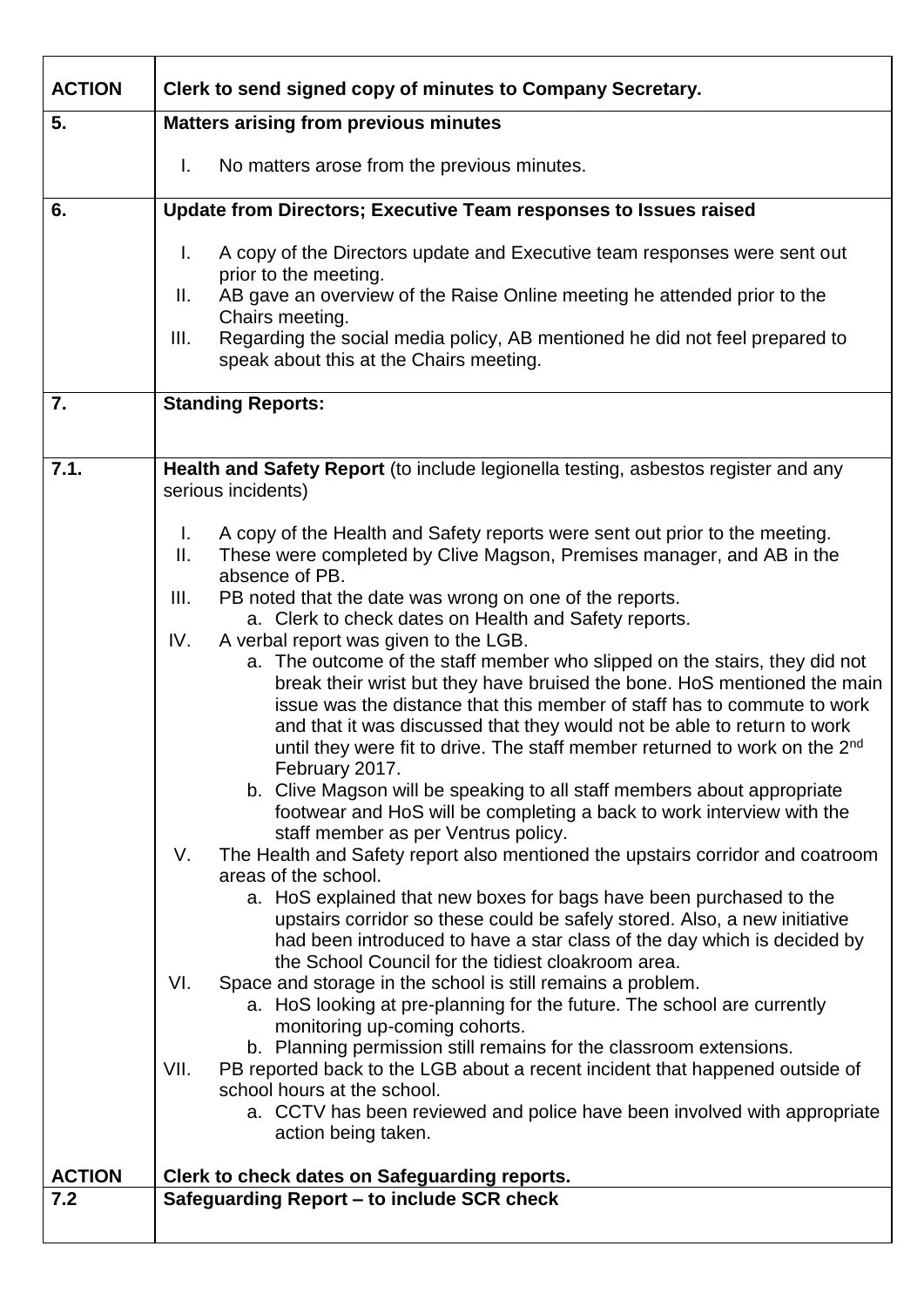| | |
|---|---|
| **ACTION** | **Clerk to send signed copy of minutes to Company Secretary.** |
| **5.** | **Matters arising from previous minutes**<br><br>I. No matters arose from the previous minutes. |
| **6.** | **Update from Directors; Executive Team responses to Issues raised**<br><br>I. A copy of the Directors update and Executive team responses were sent out prior to the meeting.<br>II. AB gave an overview of the Raise Online meeting he attended prior to the Chairs meeting.<br>III. Regarding the social media policy, AB mentioned he did not feel prepared to speak about this at the Chairs meeting. |
| **7.** | **Standing Reports:** |
| **7.1.** | **Health and Safety Report** (to include legionella testing, asbestos register and any serious incidents)<br><br>I. A copy of the Health and Safety reports were sent out prior to the meeting.<br>II. These were completed by Clive Magson, Premises manager, and AB in the absence of PB.<br>III. PB noted that the date was wrong on one of the reports.<br>a. Clerk to check dates on Health and Safety reports.<br>IV. A verbal report was given to the LGB.<br>a. The outcome of the staff member who slipped on the stairs, they did not break their wrist but they have bruised the bone. HoS mentioned the main issue was the distance that this member of staff has to commute to work and that it was discussed that they would not be able to return to work until they were fit to drive. The staff member returned to work on the 2nd February 2017.<br>b. Clive Magson will be speaking to all staff members about appropriate footwear and HoS will be completing a back to work interview with the staff member as per Ventrus policy.<br>V. The Health and Safety report also mentioned the upstairs corridor and coatroom areas of the school.<br>a. HoS explained that new boxes for bags have been purchased to the upstairs corridor so these could be safely stored. Also, a new initiative had been introduced to have a star class of the day which is decided by the School Council for the tidiest cloakroom area.<br>VI. Space and storage in the school is still remains a problem.<br>a. HoS looking at pre-planning for the future. The school are currently monitoring up-coming cohorts.<br>b. Planning permission still remains for the classroom extensions.<br>VII. PB reported back to the LGB about a recent incident that happened outside of school hours at the school.<br>a. CCTV has been reviewed and police have been involved with appropriate action being taken. |
| **ACTION** | **Clerk to check dates on Safeguarding reports.** |
| **7.2** | **Safeguarding Report – to include SCR check** |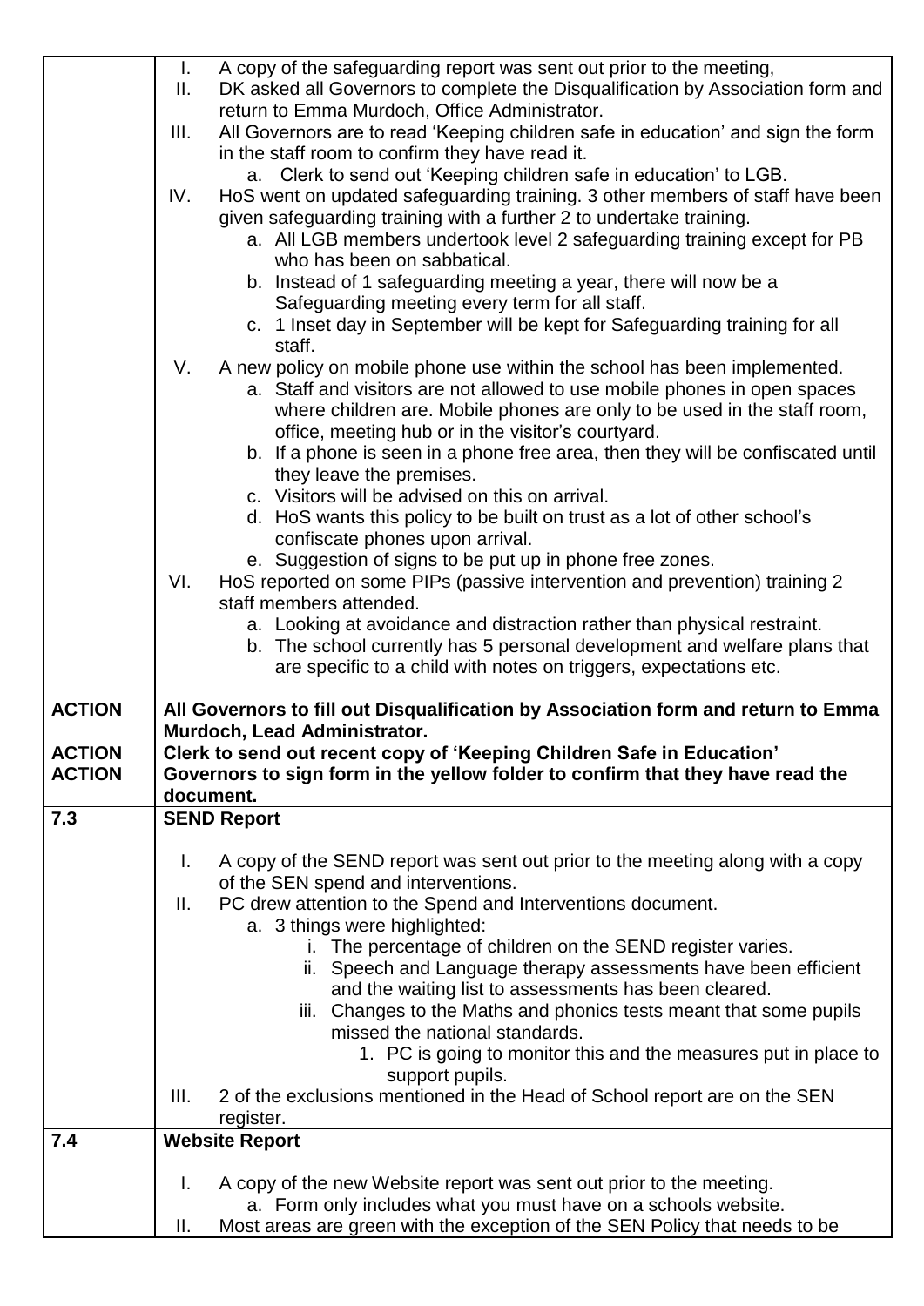| | |
|---|---|
| | I. A copy of the safeguarding report was sent out prior to the meeting,<br>II. DK asked all Governors to complete the Disqualification by Association form and return to Emma Murdoch, Office Administrator.<br>III. All Governors are to read 'Keeping children safe in education' and sign the form in the staff room to confirm they have read it.<br>&nbsp;&nbsp;&nbsp;&nbsp;a. Clerk to send out 'Keeping children safe in education' to LGB.<br>IV. HoS went on updated safeguarding training. 3 other members of staff have been given safeguarding training with a further 2 to undertake training.<br>&nbsp;&nbsp;&nbsp;&nbsp;a. All LGB members undertook level 2 safeguarding training except for PB who has been on sabbatical.<br>&nbsp;&nbsp;&nbsp;&nbsp;b. Instead of 1 safeguarding meeting a year, there will now be a Safeguarding meeting every term for all staff.<br>&nbsp;&nbsp;&nbsp;&nbsp;c. 1 Inset day in September will be kept for Safeguarding training for all staff.<br>V. A new policy on mobile phone use within the school has been implemented.<br>&nbsp;&nbsp;&nbsp;&nbsp;a. Staff and visitors are not allowed to use mobile phones in open spaces where children are. Mobile phones are only to be used in the staff room, office, meeting hub or in the visitor's courtyard.<br>&nbsp;&nbsp;&nbsp;&nbsp;b. If a phone is seen in a phone free area, then they will be confiscated until they leave the premises.<br>&nbsp;&nbsp;&nbsp;&nbsp;c. Visitors will be advised on this on arrival.<br>&nbsp;&nbsp;&nbsp;&nbsp;d. HoS wants this policy to be built on trust as a lot of other school's confiscate phones upon arrival.<br>&nbsp;&nbsp;&nbsp;&nbsp;e. Suggestion of signs to be put up in phone free zones.<br>VI. HoS reported on some PIPs (passive intervention and prevention) training 2 staff members attended.<br>&nbsp;&nbsp;&nbsp;&nbsp;a. Looking at avoidance and distraction rather than physical restraint.<br>&nbsp;&nbsp;&nbsp;&nbsp;b. The school currently has 5 personal development and welfare plans that are specific to a child with notes on triggers, expectations etc. |
| **ACTION**<br><br>**ACTION**<br>**ACTION** | **All Governors to fill out Disqualification by Association form and return to Emma Murdoch, Lead Administrator.**<br>**Clerk to send out recent copy of 'Keeping Children Safe in Education'**<br>**Governors to sign form in the yellow folder to confirm that they have read the document.** |
| **7.3** | **SEND Report** |
| | I. A copy of the SEND report was sent out prior to the meeting along with a copy of the SEN spend and interventions.<br>II. PC drew attention to the Spend and Interventions document.<br>&nbsp;&nbsp;&nbsp;&nbsp;a. 3 things were highlighted:<br>&nbsp;&nbsp;&nbsp;&nbsp;&nbsp;&nbsp;&nbsp;&nbsp;i. The percentage of children on the SEND register varies.<br>&nbsp;&nbsp;&nbsp;&nbsp;&nbsp;&nbsp;&nbsp;&nbsp;ii. Speech and Language therapy assessments have been efficient and the waiting list to assessments has been cleared.<br>&nbsp;&nbsp;&nbsp;&nbsp;&nbsp;&nbsp;&nbsp;&nbsp;iii. Changes to the Maths and phonics tests meant that some pupils missed the national standards.<br>&nbsp;&nbsp;&nbsp;&nbsp;&nbsp;&nbsp;&nbsp;&nbsp;&nbsp;&nbsp;&nbsp;&nbsp;1. PC is going to monitor this and the measures put in place to support pupils.<br>III. 2 of the exclusions mentioned in the Head of School report are on the SEN register. |
| **7.4** | **Website Report** |
| | I. A copy of the new Website report was sent out prior to the meeting.<br>&nbsp;&nbsp;&nbsp;&nbsp;a. Form only includes what you must have on a schools website.<br>II. Most areas are green with the exception of the SEN Policy that needs to be |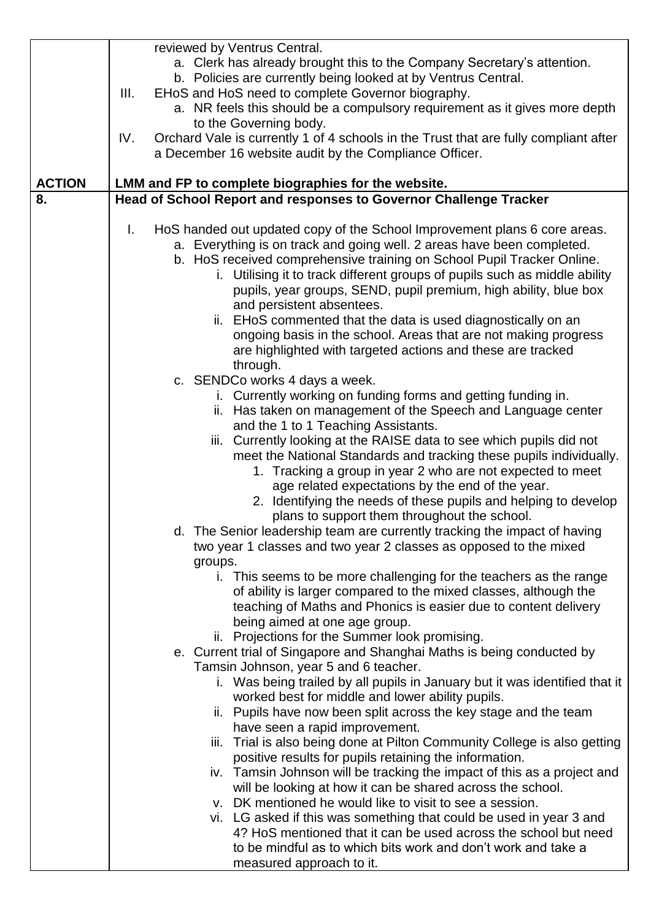| | |
|---|---|
| | reviewed by Ventrus Central.<br>a. Clerk has already brought this to the Company Secretary's attention.<br>b. Policies are currently being looked at by Ventrus Central.<br>III. EHoS and HoS need to complete Governor biography.<br>a. NR feels this should be a compulsory requirement as it gives more depth to the Governing body.<br>IV. Orchard Vale is currently 1 of 4 schools in the Trust that are fully compliant after a December 16 website audit by the Compliance Officer. |
| **ACTION** | **LMM and FP to complete biographies for the website.** |
| **8.** | **Head of School Report and responses to Governor Challenge Tracker**<br><br>I. HoS handed out updated copy of the School Improvement plans 6 core areas.<br>a. Everything is on track and going well. 2 areas have been completed.<br>b. HoS received comprehensive training on School Pupil Tracker Online.<br>i. Utilising it to track different groups of pupils such as middle ability pupils, year groups, SEND, pupil premium, high ability, blue box and persistent absentees.<br>ii. EHoS commented that the data is used diagnostically on an ongoing basis in the school. Areas that are not making progress are highlighted with targeted actions and these are tracked through.<br>c. SENDCo works 4 days a week.<br>i. Currently working on funding forms and getting funding in.<br>ii. Has taken on management of the Speech and Language center and the 1 to 1 Teaching Assistants.<br>iii. Currently looking at the RAISE data to see which pupils did not meet the National Standards and tracking these pupils individually.<br>1. Tracking a group in year 2 who are not expected to meet age related expectations by the end of the year.<br>2. Identifying the needs of these pupils and helping to develop plans to support them throughout the school.<br>d. The Senior leadership team are currently tracking the impact of having two year 1 classes and two year 2 classes as opposed to the mixed groups.<br>i. This seems to be more challenging for the teachers as the range of ability is larger compared to the mixed classes, although the teaching of Maths and Phonics is easier due to content delivery being aimed at one age group.<br>ii. Projections for the Summer look promising.<br>e. Current trial of Singapore and Shanghai Maths is being conducted by Tamsin Johnson, year 5 and 6 teacher.<br>i. Was being trailed by all pupils in January but it was identified that it worked best for middle and lower ability pupils.<br>ii. Pupils have now been split across the key stage and the team have seen a rapid improvement.<br>iii. Trial is also being done at Pilton Community College is also getting positive results for pupils retaining the information.<br>iv. Tamsin Johnson will be tracking the impact of this as a project and will be looking at how it can be shared across the school.<br>v. DK mentioned he would like to visit to see a session.<br>vi. LG asked if this was something that could be used in year 3 and 4? HoS mentioned that it can be used across the school but need to be mindful as to which bits work and don't work and take a measured approach to it. |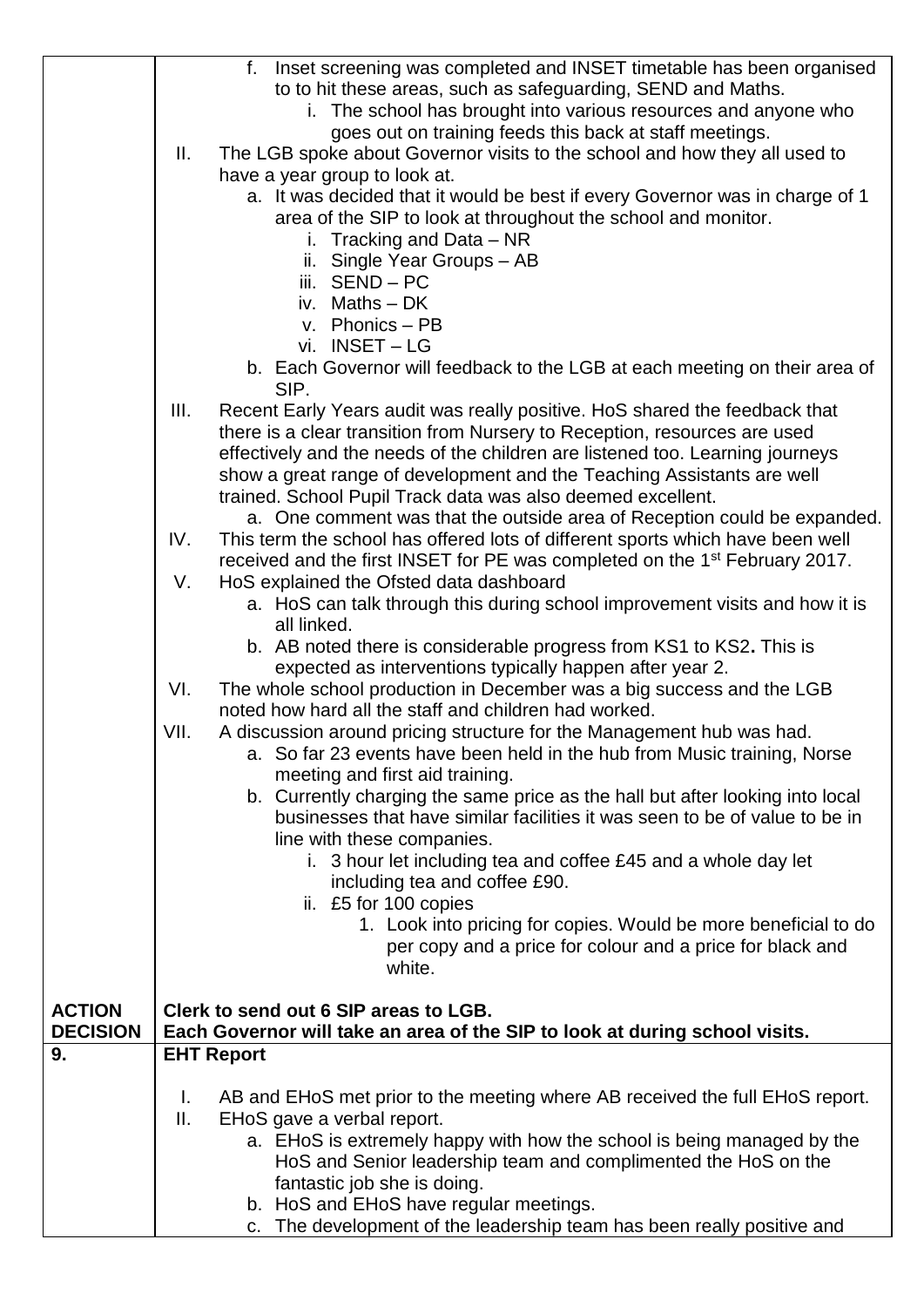| | |
|---|---|
| | f. Inset screening was completed and INSET timetable has been organised to to hit these areas, such as safeguarding, SEND and Maths.<br>i. The school has brought into various resources and anyone who goes out on training feeds this back at staff meetings.<br>II. The LGB spoke about Governor visits to the school and how they all used to have a year group to look at.<br>a. It was decided that it would be best if every Governor was in charge of 1 area of the SIP to look at throughout the school and monitor.<br>i. Tracking and Data – NR<br>ii. Single Year Groups – AB<br>iii. SEND – PC<br>iv. Maths – DK<br>v. Phonics – PB<br>vi. INSET – LG<br>b. Each Governor will feedback to the LGB at each meeting on their area of SIP.<br>III. Recent Early Years audit was really positive. HoS shared the feedback that there is a clear transition from Nursery to Reception, resources are used effectively and the needs of the children are listened too. Learning journeys show a great range of development and the Teaching Assistants are well trained. School Pupil Track data was also deemed excellent.<br>a. One comment was that the outside area of Reception could be expanded.<br>IV. This term the school has offered lots of different sports which have been well received and the first INSET for PE was completed on the 1st February 2017.<br>V. HoS explained the Ofsted data dashboard<br>a. HoS can talk through this during school improvement visits and how it is all linked.<br>b. AB noted there is considerable progress from KS1 to KS2. This is expected as interventions typically happen after year 2.<br>VI. The whole school production in December was a big success and the LGB noted how hard all the staff and children had worked.<br>VII. A discussion around pricing structure for the Management hub was had.<br>a. So far 23 events have been held in the hub from Music training, Norse meeting and first aid training.<br>b. Currently charging the same price as the hall but after looking into local businesses that have similar facilities it was seen to be of value to be in line with these companies.<br>i. 3 hour let including tea and coffee £45 and a whole day let including tea and coffee £90.<br>ii. £5 for 100 copies<br>1. Look into pricing for copies. Would be more beneficial to do per copy and a price for colour and a price for black and white. |
| **ACTION**<br>**DECISION** | **Clerk to send out 6 SIP areas to LGB.**<br>**Each Governor will take an area of the SIP to look at during school visits.** |
| **9.** | **EHT Report**<br><br>I. AB and EHoS met prior to the meeting where AB received the full EHoS report.<br>II. EHoS gave a verbal report.<br>a. EHoS is extremely happy with how the school is being managed by the HoS and Senior leadership team and complimented the HoS on the fantastic job she is doing.<br>b. HoS and EHoS have regular meetings.<br>c. The development of the leadership team has been really positive and |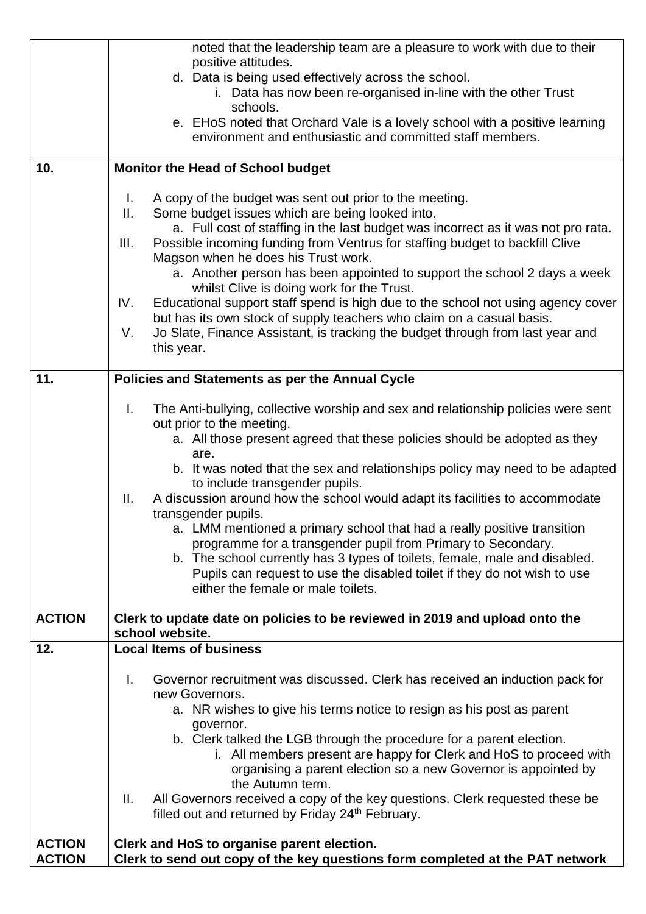| | |
|---|---|
| | noted that the leadership team are a pleasure to work with due to their positive attitudes.<br>d. Data is being used effectively across the school.<br>i. Data has now been re-organised in-line with the other Trust schools.<br>e. EHoS noted that Orchard Vale is a lovely school with a positive learning environment and enthusiastic and committed staff members. |
| **10.** | **Monitor the Head of School budget**<br><br>I. A copy of the budget was sent out prior to the meeting.<br>II. Some budget issues which are being looked into.<br>a. Full cost of staffing in the last budget was incorrect as it was not pro rata.<br>III. Possible incoming funding from Ventrus for staffing budget to backfill Clive Magson when he does his Trust work.<br>a. Another person has been appointed to support the school 2 days a week whilst Clive is doing work for the Trust.<br>IV. Educational support staff spend is high due to the school not using agency cover but has its own stock of supply teachers who claim on a casual basis.<br>V. Jo Slate, Finance Assistant, is tracking the budget through from last year and this year. |
| **11.** | **Policies and Statements as per the Annual Cycle**<br><br>I. The Anti-bullying, collective worship and sex and relationship policies were sent out prior to the meeting.<br>a. All those present agreed that these policies should be adopted as they are.<br>b. It was noted that the sex and relationships policy may need to be adapted to include transgender pupils.<br>II. A discussion around how the school would adapt its facilities to accommodate transgender pupils.<br>a. LMM mentioned a primary school that had a really positive transition programme for a transgender pupil from Primary to Secondary.<br>b. The school currently has 3 types of toilets, female, male and disabled. Pupils can request to use the disabled toilet if they do not wish to use either the female or male toilets. |
| **ACTION** | **Clerk to update date on policies to be reviewed in 2019 and upload onto the school website.** |
| **12.** | **Local Items of business**<br><br>I. Governor recruitment was discussed. Clerk has received an induction pack for new Governors.<br>a. NR wishes to give his terms notice to resign as his post as parent governor.<br>b. Clerk talked the LGB through the procedure for a parent election.<br>i. All members present are happy for Clerk and HoS to proceed with organising a parent election so a new Governor is appointed by the Autumn term.<br>II. All Governors received a copy of the key questions. Clerk requested these be filled out and returned by Friday 24th February. |
| **ACTION**<br>**ACTION** | **Clerk and HoS to organise parent election.**<br>**Clerk to send out copy of the key questions form completed at the PAT network** |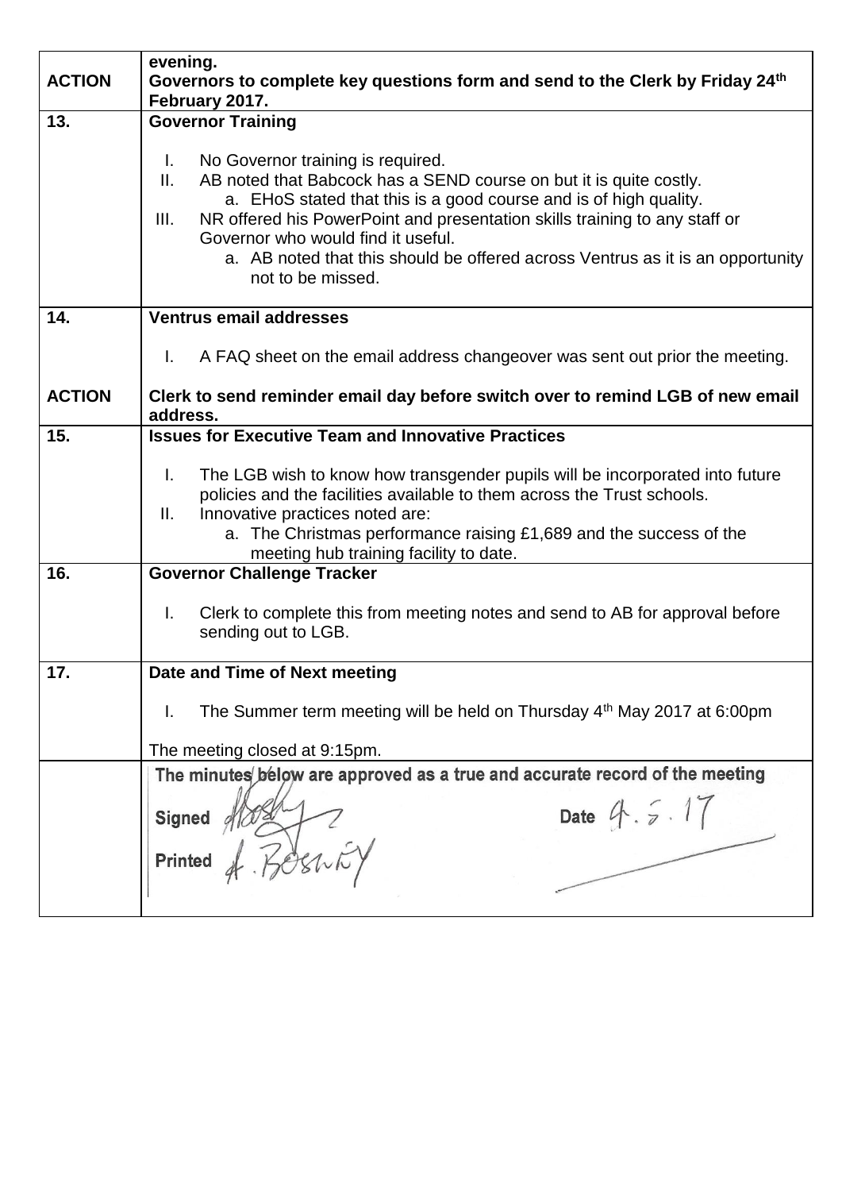| | |
|---|---|
| **ACTION** | **evening.** <br> **Governors to complete key questions form and send to the Clerk by Friday 24th February 2017.** |
| **13.** | **Governor Training** <br><br> I. No Governor training is required. <br> II. AB noted that Babcock has a SEND course on but it is quite costly. <br> a. EHoS stated that this is a good course and is of high quality. <br> III. NR offered his PowerPoint and presentation skills training to any staff or Governor who would find it useful. <br> a. AB noted that this should be offered across Ventrus as it is an opportunity not to be missed. |
| **14.** <br><br><br> **ACTION** | **Ventrus email addresses** <br><br> I. A FAQ sheet on the email address changeover was sent out prior the meeting. <br><br> **Clerk to send reminder email day before switch over to remind LGB of new email address.** |
| **15.** | **Issues for Executive Team and Innovative Practices** <br><br> I. The LGB wish to know how transgender pupils will be incorporated into future policies and the facilities available to them across the Trust schools. <br> II. Innovative practices noted are: <br> a. The Christmas performance raising £1,689 and the success of the meeting hub training facility to date. |
| **16.** | **Governor Challenge Tracker** <br><br> I. Clerk to complete this from meeting notes and send to AB for approval before sending out to LGB. |
| **17.** | **Date and Time of Next meeting** <br><br> I. The Summer term meeting will be held on Thursday 4th May 2017 at 6:00pm <br><br> The meeting closed at 9:15pm. |
| | **The minutes below are approved as a true and accurate record of the meeting** <br><br> **Signed** [signature] **Date** 4.5.17 <br><br> **Printed** A. BOSNEY |